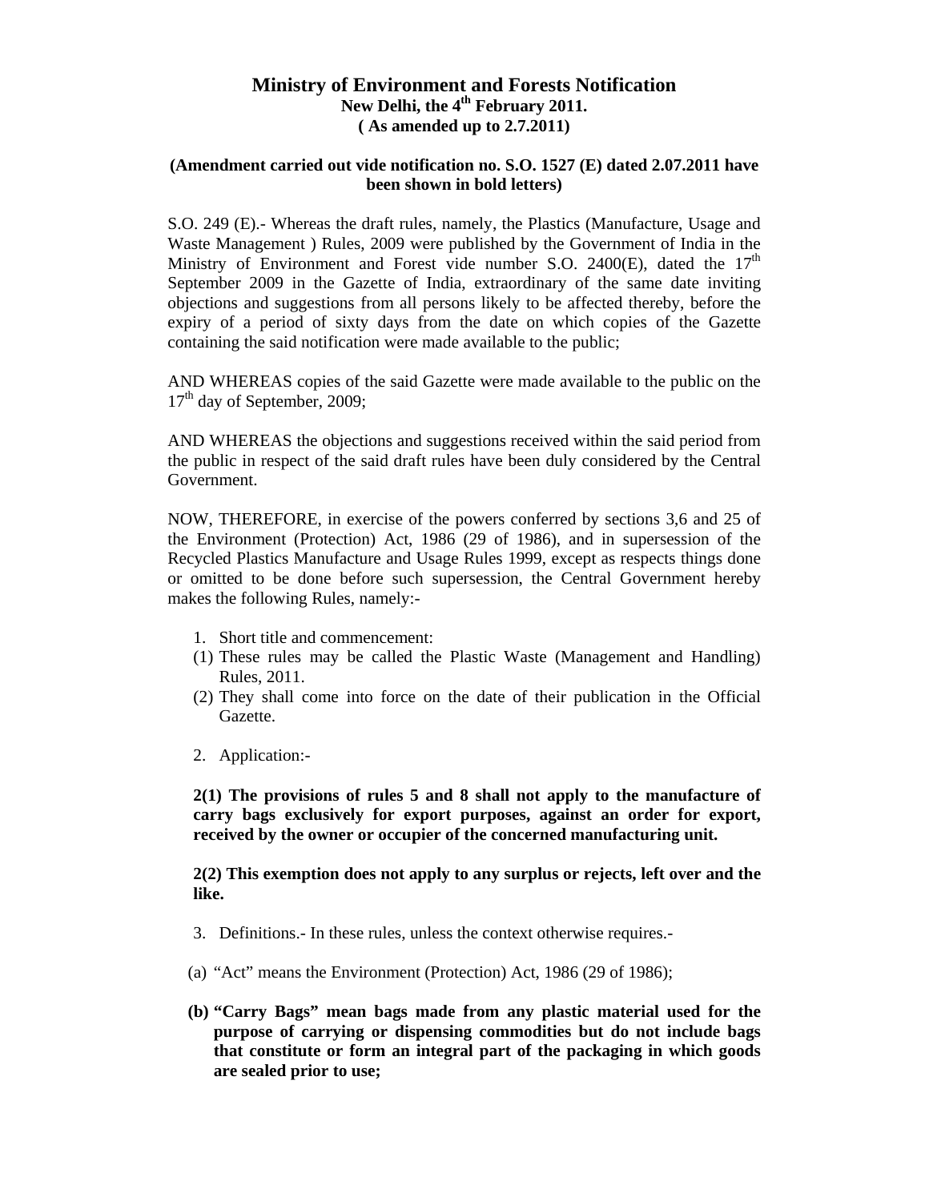# Ministry of Environment and Forests Notification

**New Delhi, the 4th February 2011.**
**( As amended up to 2.7.2011)**

**(Amendment carried out vide notification no. S.O. 1527 (E) dated 2.07.2011 have been shown in bold letters)**

S.O. 249 (E).- Whereas the draft rules, namely, the Plastics (Manufacture, Usage and Waste Management ) Rules, 2009 were published by the Government of India in the Ministry of Environment and Forest vide number S.O. 2400(E), dated the 17th September 2009 in the Gazette of India, extraordinary of the same date inviting objections and suggestions from all persons likely to be affected thereby, before the expiry of a period of sixty days from the date on which copies of the Gazette containing the said notification were made available to the public;

AND WHEREAS copies of the said Gazette were made available to the public on the 17th day of September, 2009;

AND WHEREAS the objections and suggestions received within the said period from the public in respect of the said draft rules have been duly considered by the Central Government.

NOW, THEREFORE, in exercise of the powers conferred by sections 3,6 and 25 of the Environment (Protection) Act, 1986 (29 of 1986), and in supersession of the Recycled Plastics Manufacture and Usage Rules 1999, except as respects things done or omitted to be done before such supersession, the Central Government hereby makes the following Rules, namely:-

1. Short title and commencement:

(1) These rules may be called the Plastic Waste (Management and Handling) Rules, 2011.

(2) They shall come into force on the date of their publication in the Official Gazette.

2. Application:-

**2(1) The provisions of rules 5 and 8 shall not apply to the manufacture of carry bags exclusively for export purposes, against an order for export, received by the owner or occupier of the concerned manufacturing unit.**

**2(2) This exemption does not apply to any surplus or rejects, left over and the like.**

3. Definitions.- In these rules, unless the context otherwise requires.-

(a) "Act" means the Environment (Protection) Act, 1986 (29 of 1986);

**(b) "Carry Bags" mean bags made from any plastic material used for the purpose of carrying or dispensing commodities but do not include bags that constitute or form an integral part of the packaging in which goods are sealed prior to use;**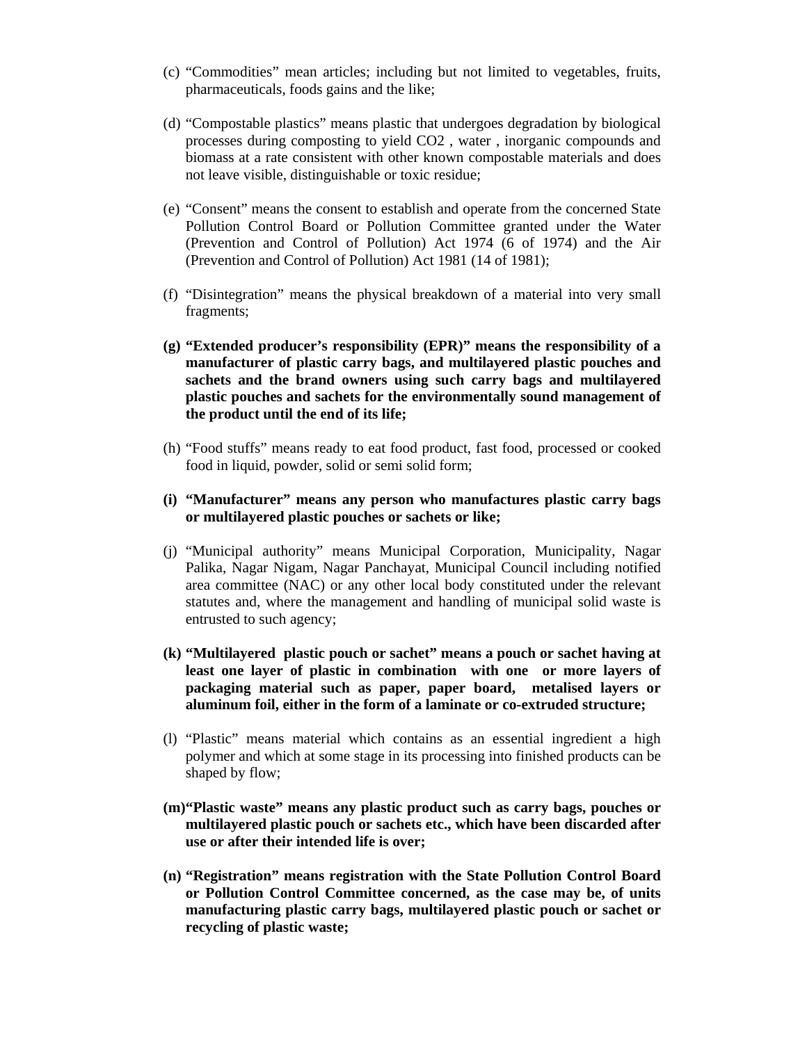(c) "Commodities" mean articles; including but not limited to vegetables, fruits, pharmaceuticals, foods gains and the like;

(d) "Compostable plastics" means plastic that undergoes degradation by biological processes during composting to yield $CO_2$ , water , inorganic compounds and biomass at a rate consistent with other known compostable materials and does not leave visible, distinguishable or toxic residue;

(e) "Consent" means the consent to establish and operate from the concerned State Pollution Control Board or Pollution Committee granted under the Water (Prevention and Control of Pollution) Act 1974 (6 of 1974) and the Air (Prevention and Control of Pollution) Act 1981 (14 of 1981);

(f) "Disintegration" means the physical breakdown of a material into very small fragments;

**(g) "Extended producer's responsibility (EPR)" means the responsibility of a manufacturer of plastic carry bags, and multilayered plastic pouches and sachets and the brand owners using such carry bags and multilayered plastic pouches and sachets for the environmentally sound management of the product until the end of its life;**

(h) "Food stuffs" means ready to eat food product, fast food, processed or cooked food in liquid, powder, solid or semi solid form;

**(i) "Manufacturer" means any person who manufactures plastic carry bags or multilayered plastic pouches or sachets or like;**

(j) "Municipal authority" means Municipal Corporation, Municipality, Nagar Palika, Nagar Nigam, Nagar Panchayat, Municipal Council including notified area committee (NAC) or any other local body constituted under the relevant statutes and, where the management and handling of municipal solid waste is entrusted to such agency;

**(k) "Multilayered plastic pouch or sachet" means a pouch or sachet having at least one layer of plastic in combination with one or more layers of packaging material such as paper, paper board, metalised layers or aluminum foil, either in the form of a laminate or co-extruded structure;**

(l) "Plastic" means material which contains as an essential ingredient a high polymer and which at some stage in its processing into finished products can be shaped by flow;

**(m) "Plastic waste" means any plastic product such as carry bags, pouches or multilayered plastic pouch or sachets etc., which have been discarded after use or after their intended life is over;**

**(n) "Registration" means registration with the State Pollution Control Board or Pollution Control Committee concerned, as the case may be, of units manufacturing plastic carry bags, multilayered plastic pouch or sachet or recycling of plastic waste;**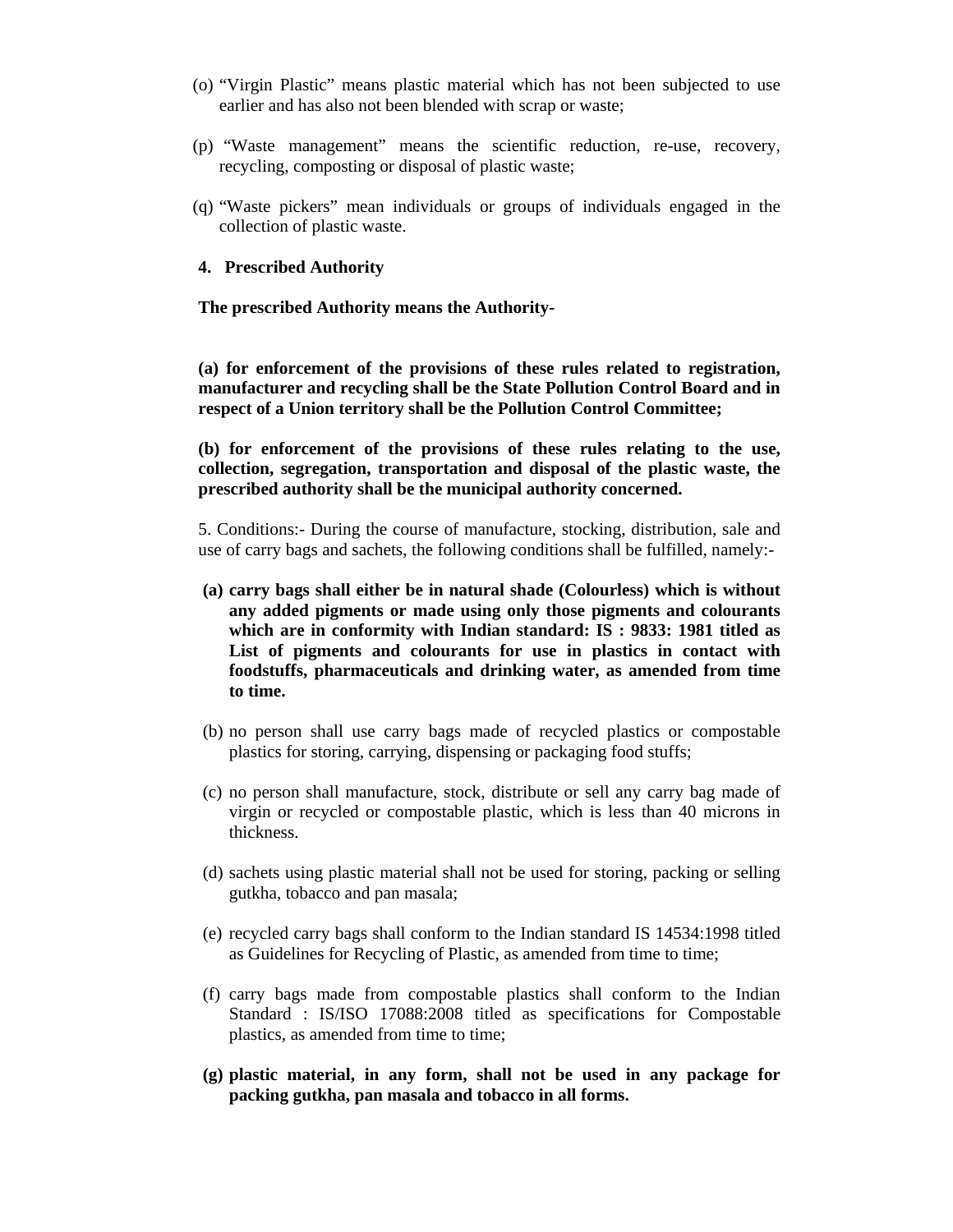(o) "Virgin Plastic" means plastic material which has not been subjected to use earlier and has also not been blended with scrap or waste;

(p) "Waste management" means the scientific reduction, re-use, recovery, recycling, composting or disposal of plastic waste;

(q) "Waste pickers" mean individuals or groups of individuals engaged in the collection of plastic waste.

**4. Prescribed Authority**

**The prescribed Authority means the Authority-**

**(a) for enforcement of the provisions of these rules related to registration, manufacturer and recycling shall be the State Pollution Control Board and in respect of a Union territory shall be the Pollution Control Committee;**

**(b) for enforcement of the provisions of these rules relating to the use, collection, segregation, transportation and disposal of the plastic waste, the prescribed authority shall be the municipal authority concerned.**

5. Conditions:- During the course of manufacture, stocking, distribution, sale and use of carry bags and sachets, the following conditions shall be fulfilled, namely:-

**(a) carry bags shall either be in natural shade (Colourless) which is without any added pigments or made using only those pigments and colourants which are in conformity with Indian standard: IS : 9833: 1981 titled as List of pigments and colourants for use in plastics in contact with foodstuffs, pharmaceuticals and drinking water, as amended from time to time.**

(b) no person shall use carry bags made of recycled plastics or compostable plastics for storing, carrying, dispensing or packaging food stuffs;

(c) no person shall manufacture, stock, distribute or sell any carry bag made of virgin or recycled or compostable plastic, which is less than 40 microns in thickness.

(d) sachets using plastic material shall not be used for storing, packing or selling gutkha, tobacco and pan masala;

(e) recycled carry bags shall conform to the Indian standard IS 14534:1998 titled as Guidelines for Recycling of Plastic, as amended from time to time;

(f) carry bags made from compostable plastics shall conform to the Indian Standard : IS/ISO 17088:2008 titled as specifications for Compostable plastics, as amended from time to time;

**(g) plastic material, in any form, shall not be used in any package for packing gutkha, pan masala and tobacco in all forms.**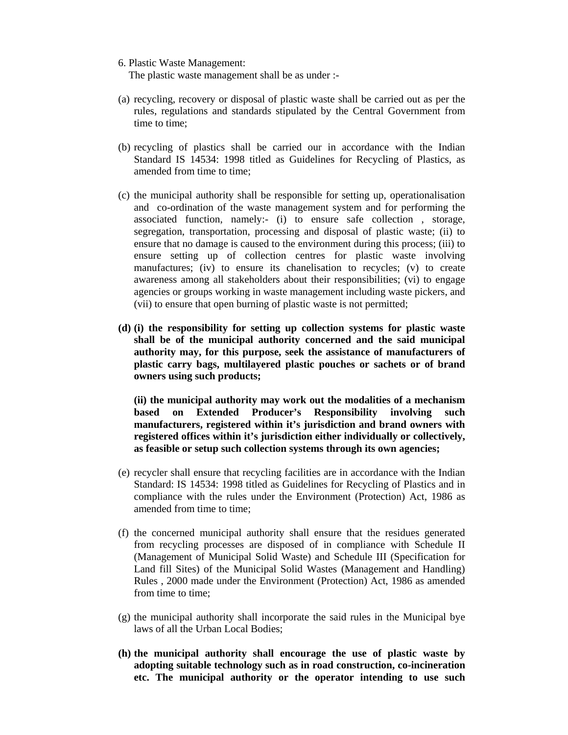6. Plastic Waste Management:
The plastic waste management shall be as under :-

(a) recycling, recovery or disposal of plastic waste shall be carried out as per the rules, regulations and standards stipulated by the Central Government from time to time;

(b) recycling of plastics shall be carried our in accordance with the Indian Standard IS 14534: 1998 titled as Guidelines for Recycling of Plastics, as amended from time to time;

(c) the municipal authority shall be responsible for setting up, operationalisation and co-ordination of the waste management system and for performing the associated function, namely:- (i) to ensure safe collection , storage, segregation, transportation, processing and disposal of plastic waste; (ii) to ensure that no damage is caused to the environment during this process; (iii) to ensure setting up of collection centres for plastic waste involving manufactures; (iv) to ensure its chanelisation to recycles; (v) to create awareness among all stakeholders about their responsibilities; (vi) to engage agencies or groups working in waste management including waste pickers, and (vii) to ensure that open burning of plastic waste is not permitted;

**(d) (i) the responsibility for setting up collection systems for plastic waste shall be of the municipal authority concerned and the said municipal authority may, for this purpose, seek the assistance of manufacturers of plastic carry bags, multilayered plastic pouches or sachets or of brand owners using such products;**

**(ii) the municipal authority may work out the modalities of a mechanism based on Extended Producer's Responsibility involving such manufacturers, registered within it's jurisdiction and brand owners with registered offices within it's jurisdiction either individually or collectively, as feasible or setup such collection systems through its own agencies;**

(e) recycler shall ensure that recycling facilities are in accordance with the Indian Standard: IS 14534: 1998 titled as Guidelines for Recycling of Plastics and in compliance with the rules under the Environment (Protection) Act, 1986 as amended from time to time;

(f) the concerned municipal authority shall ensure that the residues generated from recycling processes are disposed of in compliance with Schedule II (Management of Municipal Solid Waste) and Schedule III (Specification for Land fill Sites) of the Municipal Solid Wastes (Management and Handling) Rules , 2000 made under the Environment (Protection) Act, 1986 as amended from time to time;

(g) the municipal authority shall incorporate the said rules in the Municipal bye laws of all the Urban Local Bodies;

**(h) the municipal authority shall encourage the use of plastic waste by adopting suitable technology such as in road construction, co-incineration etc. The municipal authority or the operator intending to use such**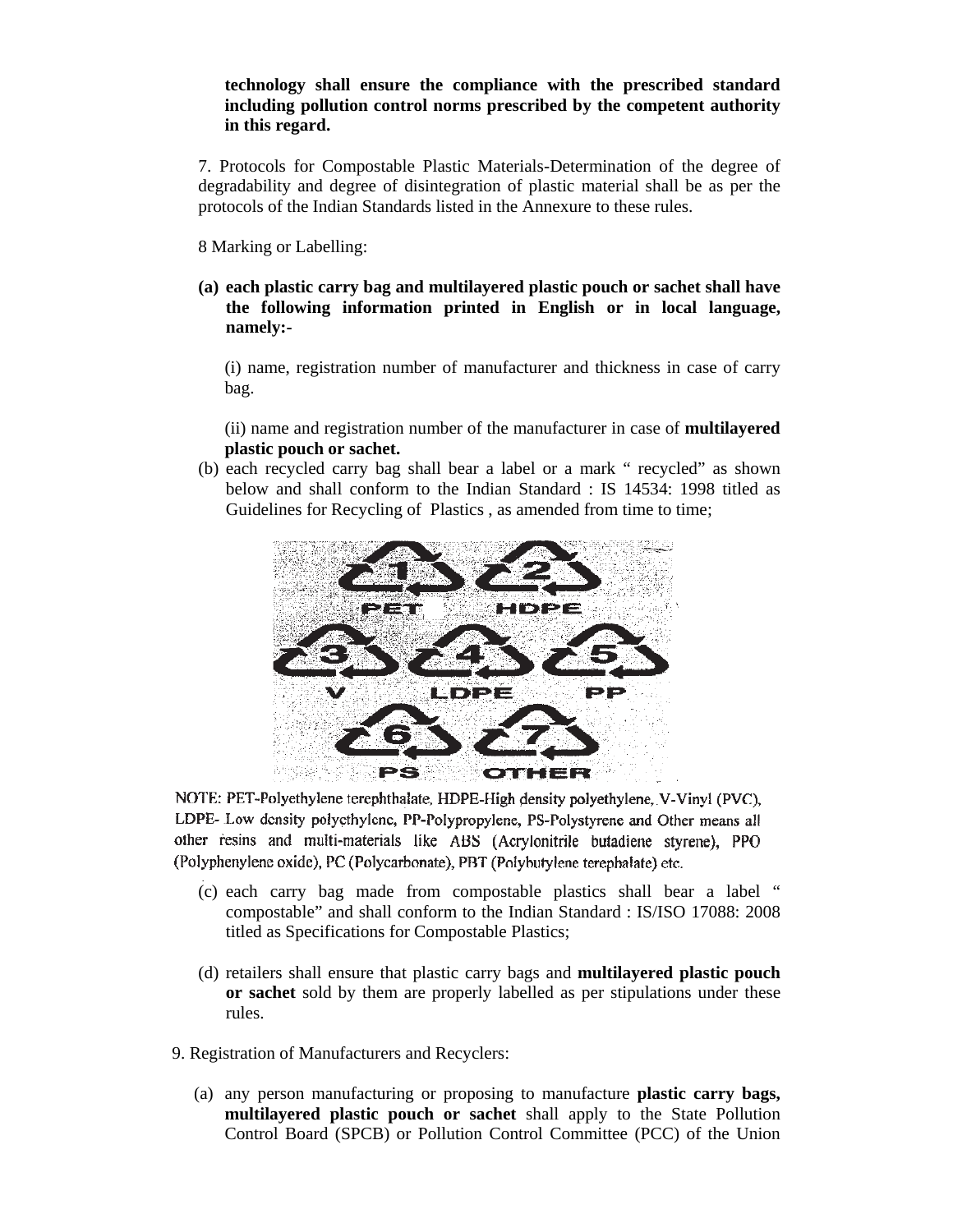**technology shall ensure the compliance with the prescribed standard including pollution control norms prescribed by the competent authority in this regard.**

7. Protocols for Compostable Plastic Materials-Determination of the degree of degradability and degree of disintegration of plastic material shall be as per the protocols of the Indian Standards listed in the Annexure to these rules.

8 Marking or Labelling:

**(a) each plastic carry bag and multilayered plastic pouch or sachet shall have the following information printed in English or in local language, namely:-**

(i) name, registration number of manufacturer and thickness in case of carry bag.

(ii) name and registration number of the manufacturer in case of **multilayered plastic pouch or sachet.**

(b) each recycled carry bag shall bear a label or a mark " recycled" as shown below and shall conform to the Indian Standard : IS 14534: 1998 titled as Guidelines for Recycling of Plastics , as amended from time to time;

1 PET, 2 HDPE, 3 V, 4 LDPE, 5 PP, 6 PS, 7 OTHER

NOTE: PET-Polyethylene terephthalate, HDPE-High density polyethylene, V-Vinyl (PVC), LDPE- Low density polyethylene, PP-Polypropylene, PS-Polystyrene and Other means all other resins and multi-materials like ABS (Acrylonitrile butadiene styrene), PPO (Polyphenylene oxide), PC (Polycarbonate), PBT (Polybutylene terephalate) etc.

(c) each carry bag made from compostable plastics shall bear a label " compostable" and shall conform to the Indian Standard : IS/ISO 17088: 2008 titled as Specifications for Compostable Plastics;

(d) retailers shall ensure that plastic carry bags and **multilayered plastic pouch or sachet** sold by them are properly labelled as per stipulations under these rules.

9. Registration of Manufacturers and Recyclers:

(a) any person manufacturing or proposing to manufacture **plastic carry bags, multilayered plastic pouch or sachet** shall apply to the State Pollution Control Board (SPCB) or Pollution Control Committee (PCC) of the Union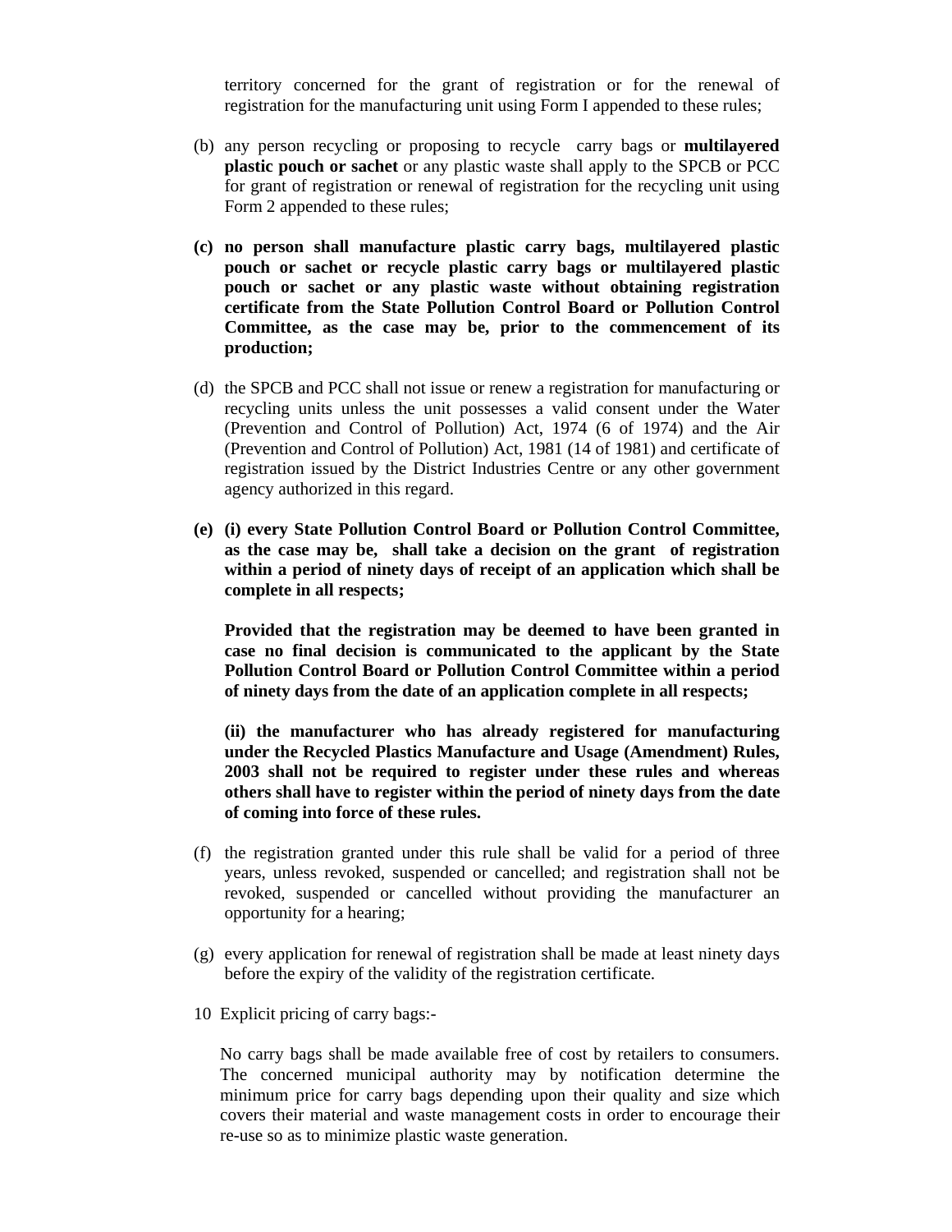territory concerned for the grant of registration or for the renewal of registration for the manufacturing unit using Form I appended to these rules;

(b) any person recycling or proposing to recycle carry bags or **multilayered plastic pouch or sachet** or any plastic waste shall apply to the SPCB or PCC for grant of registration or renewal of registration for the recycling unit using Form 2 appended to these rules;

**(c) no person shall manufacture plastic carry bags, multilayered plastic pouch or sachet or recycle plastic carry bags or multilayered plastic pouch or sachet or any plastic waste without obtaining registration certificate from the State Pollution Control Board or Pollution Control Committee, as the case may be, prior to the commencement of its production;**

(d) the SPCB and PCC shall not issue or renew a registration for manufacturing or recycling units unless the unit possesses a valid consent under the Water (Prevention and Control of Pollution) Act, 1974 (6 of 1974) and the Air (Prevention and Control of Pollution) Act, 1981 (14 of 1981) and certificate of registration issued by the District Industries Centre or any other government agency authorized in this regard.

**(e) (i) every State Pollution Control Board or Pollution Control Committee, as the case may be, shall take a decision on the grant of registration within a period of ninety days of receipt of an application which shall be complete in all respects;**

**Provided that the registration may be deemed to have been granted in case no final decision is communicated to the applicant by the State Pollution Control Board or Pollution Control Committee within a period of ninety days from the date of an application complete in all respects;**

**(ii) the manufacturer who has already registered for manufacturing under the Recycled Plastics Manufacture and Usage (Amendment) Rules, 2003 shall not be required to register under these rules and whereas others shall have to register within the period of ninety days from the date of coming into force of these rules.**

(f) the registration granted under this rule shall be valid for a period of three years, unless revoked, suspended or cancelled; and registration shall not be revoked, suspended or cancelled without providing the manufacturer an opportunity for a hearing;

(g) every application for renewal of registration shall be made at least ninety days before the expiry of the validity of the registration certificate.

10 Explicit pricing of carry bags:-

No carry bags shall be made available free of cost by retailers to consumers. The concerned municipal authority may by notification determine the minimum price for carry bags depending upon their quality and size which covers their material and waste management costs in order to encourage their re-use so as to minimize plastic waste generation.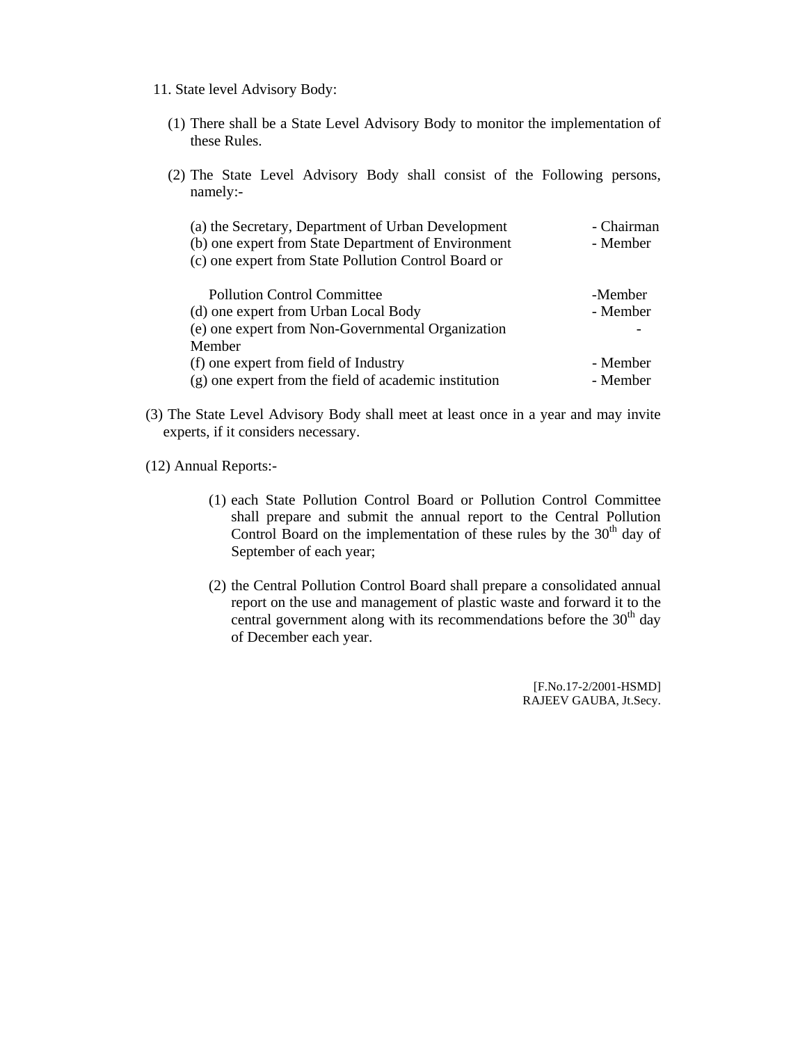11. State level Advisory Body:

(1) There shall be a State Level Advisory Body to monitor the implementation of these Rules.

(2) The State Level Advisory Body shall consist of the Following persons, namely:-

(a) the Secretary, Department of Urban Development - Chairman
(b) one expert from State Department of Environment - Member
(c) one expert from State Pollution Control Board or Pollution Control Committee -Member
(d) one expert from Urban Local Body - Member
(e) one expert from Non-Governmental Organization - Member
(f) one expert from field of Industry - Member
(g) one expert from the field of academic institution - Member

(3) The State Level Advisory Body shall meet at least once in a year and may invite experts, if it considers necessary.

(12) Annual Reports:-

(1) each State Pollution Control Board or Pollution Control Committee shall prepare and submit the annual report to the Central Pollution Control Board on the implementation of these rules by the 30th day of September of each year;

(2) the Central Pollution Control Board shall prepare a consolidated annual report on the use and management of plastic waste and forward it to the central government along with its recommendations before the 30th day of December each year.

[F.No.17-2/2001-HSMD]
RAJEEV GAUBA, Jt.Secy.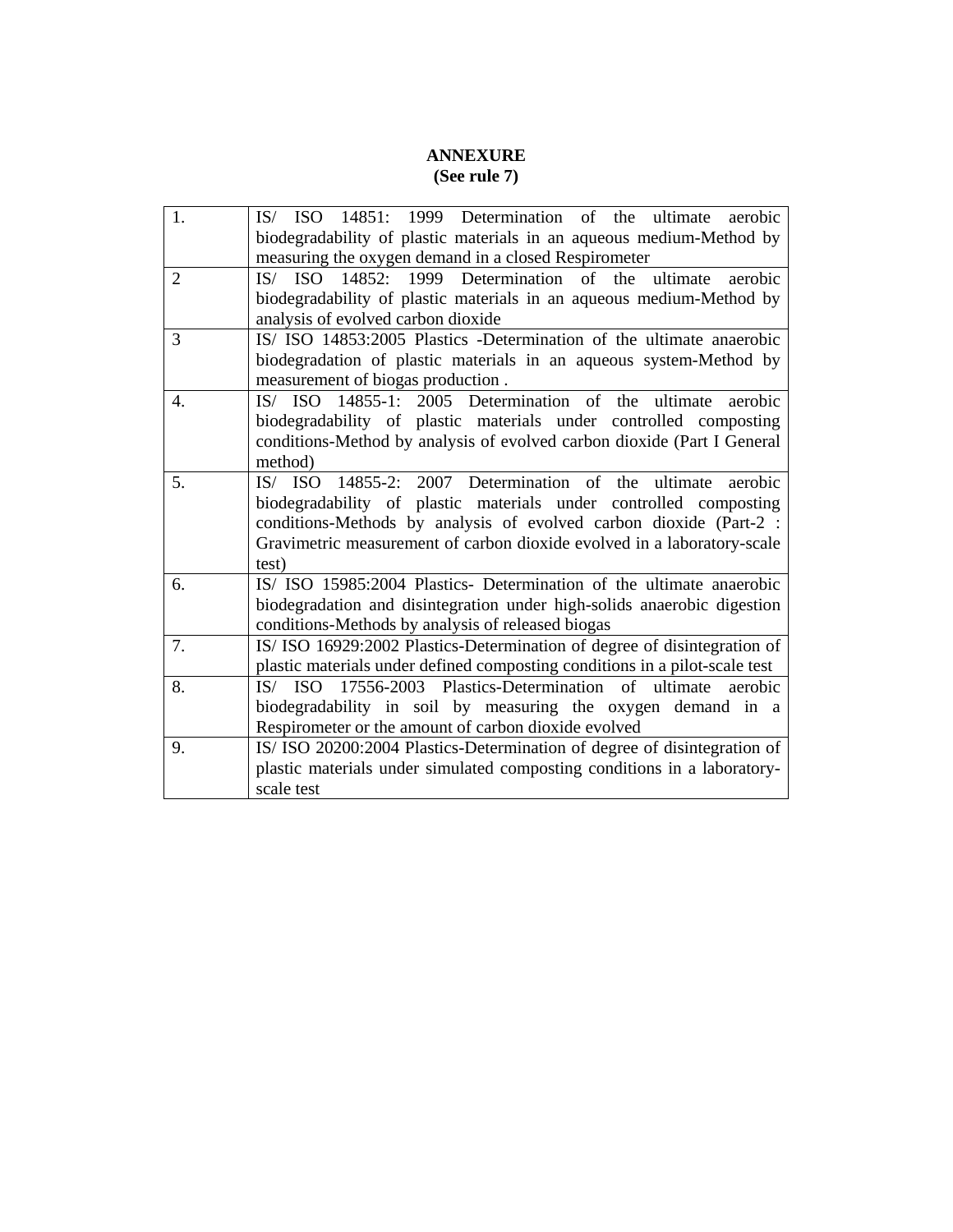**ANNEXURE**
**(See rule 7)**

| | |
|---|---|
| 1. | IS/ ISO 14851: 1999 Determination of the ultimate aerobic biodegradability of plastic materials in an aqueous medium-Method by measuring the oxygen demand in a closed Respirometer |
| 2 | IS/ ISO 14852: 1999 Determination of the ultimate aerobic biodegradability of plastic materials in an aqueous medium-Method by analysis of evolved carbon dioxide |
| 3 | IS/ ISO 14853:2005 Plastics -Determination of the ultimate anaerobic biodegradation of plastic materials in an aqueous system-Method by measurement of biogas production . |
| 4. | IS/ ISO 14855-1: 2005 Determination of the ultimate aerobic biodegradability of plastic materials under controlled composting conditions-Method by analysis of evolved carbon dioxide (Part I General method) |
| 5. | IS/ ISO 14855-2: 2007 Determination of the ultimate aerobic biodegradability of plastic materials under controlled composting conditions-Methods by analysis of evolved carbon dioxide (Part-2 : Gravimetric measurement of carbon dioxide evolved in a laboratory-scale test) |
| 6. | IS/ ISO 15985:2004 Plastics- Determination of the ultimate anaerobic biodegradation and disintegration under high-solids anaerobic digestion conditions-Methods by analysis of released biogas |
| 7. | IS/ ISO 16929:2002 Plastics-Determination of degree of disintegration of plastic materials under defined composting conditions in a pilot-scale test |
| 8. | IS/ ISO 17556-2003 Plastics-Determination of ultimate aerobic biodegradability in soil by measuring the oxygen demand in a Respirometer or the amount of carbon dioxide evolved |
| 9. | IS/ ISO 20200:2004 Plastics-Determination of degree of disintegration of plastic materials under simulated composting conditions in a laboratory-scale test |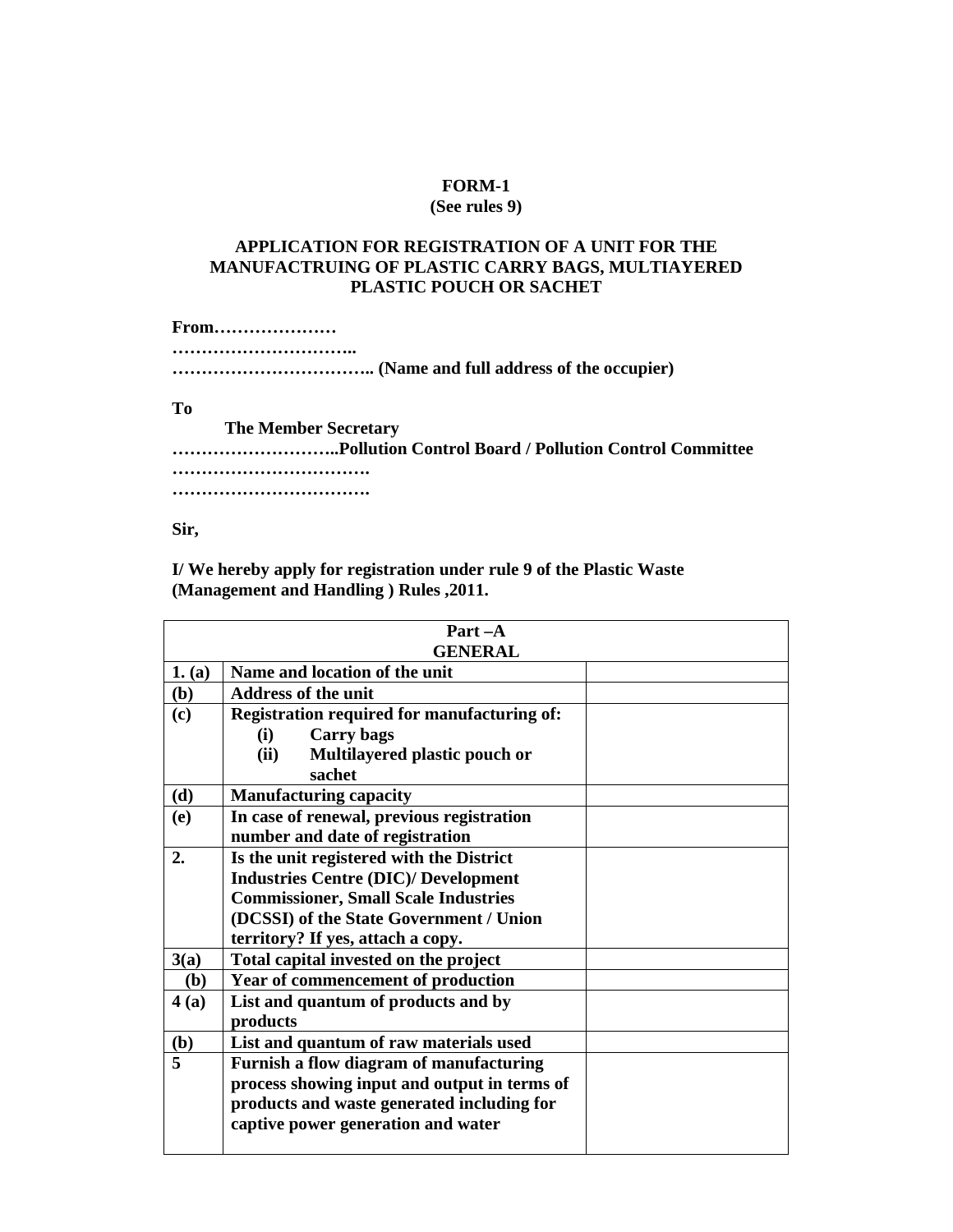**FORM-1**
**(See rules 9)**

**APPLICATION FOR REGISTRATION OF A UNIT FOR THE MANUFACTRUING OF PLASTIC CARRY BAGS, MULTIAYERED PLASTIC POUCH OR SACHET**

**From…………………**
**…………………………..**
**…………………………….. (Name and full address of the occupier)**

**To**

**The Member Secretary**
**………………………..Pollution Control Board / Pollution Control Committee**
**…………………………….**
**…………………………….**

**Sir,**

**I/ We hereby apply for registration under rule 9 of the Plastic Waste (Management and Handling ) Rules ,2011.**

| Part –A GENERAL | | |
|---|---|---|
| **1. (a)** | **Name and location of the unit** | |
| **(b)** | **Address of the unit** | |
| **(c)** | **Registration required for manufacturing of:** (i) **Carry bags** (ii) **Multilayered plastic pouch or sachet** | |
| **(d)** | **Manufacturing capacity** | |
| **(e)** | **In case of renewal, previous registration number and date of registration** | |
| **2.** | **Is the unit registered with the District Industries Centre (DIC)/ Development Commissioner, Small Scale Industries (DCSSI) of the State Government / Union territory? If yes, attach a copy.** | |
| **3(a)** | **Total capital invested on the project** | |
| **(b)** | **Year of commencement of production** | |
| **4 (a)** | **List and quantum of products and by products** | |
| **(b)** | **List and quantum of raw materials used** | |
| **5** | **Furnish a flow diagram of manufacturing process showing input and output in terms of products and waste generated including for captive power generation and water** | |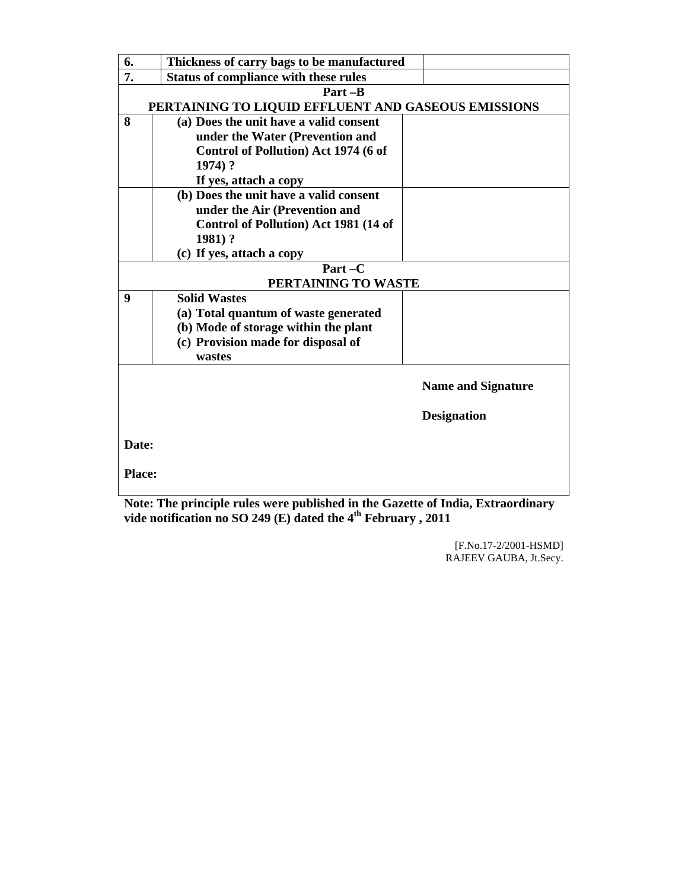| | | |
|---|---|---|
| **6.** | **Thickness of carry bags to be manufactured** | |
| **7.** | **Status of compliance with these rules** | |
| **Part –B** | | |
| **PERTAINING TO LIQUID EFFLUENT AND GASEOUS EMISSIONS** | | |
| **8** | **(a) Does the unit have a valid consent under the Water (Prevention and Control of Pollution) Act 1974 (6 of 1974) ?**<br>**If yes, attach a copy** | |
| | **(b) Does the unit have a valid consent under the Air (Prevention and Control of Pollution) Act 1981 (14 of 1981) ?**<br>**(c) If yes, attach a copy** | |
| **Part –C** | | |
| **PERTAINING TO WASTE** | | |
| **9** | **Solid Wastes**<br>**(a) Total quantum of waste generated**<br>**(b) Mode of storage within the plant**<br>**(c) Provision made for disposal of wastes** | |

**Name and Signature**

**Designation**

**Date:**

**Place:**

**Note: The principle rules were published in the Gazette of India, Extraordinary vide notification no SO 249 (E) dated the 4th February , 2011**

[F.No.17-2/2001-HSMD]
RAJEEV GAUBA, Jt.Secy.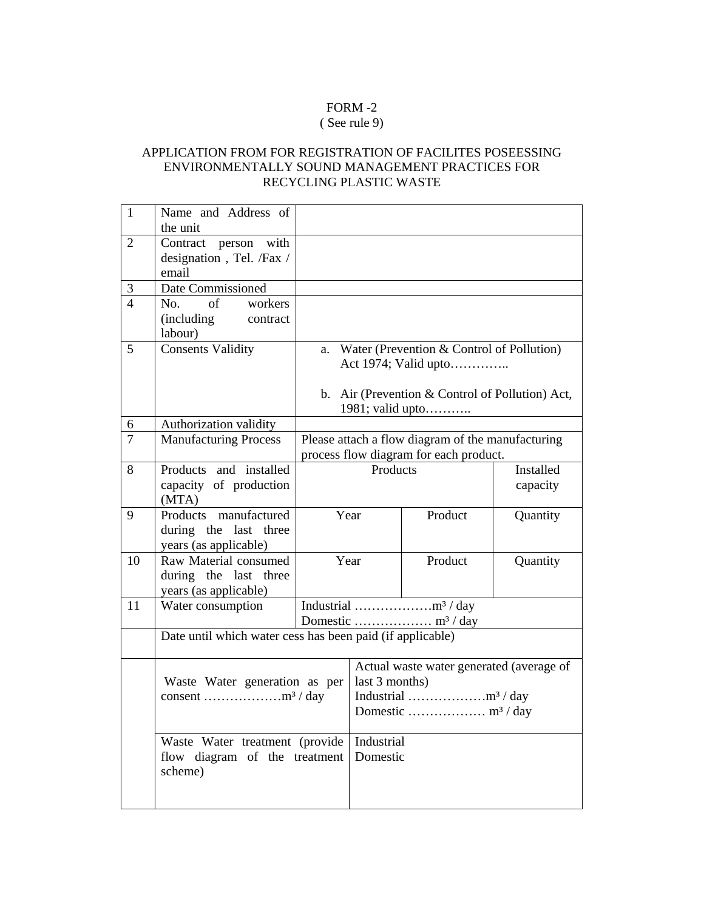FORM -2

( See rule 9)

APPLICATION FROM FOR REGISTRATION OF FACILITES POSEESSING ENVIRONMENTALLY SOUND MANAGEMENT PRACTICES FOR RECYCLING PLASTIC WASTE

| | | | | |
|---|---|---|---|---|
| 1 | Name and Address of the unit | | | |
| 2 | Contract person with designation , Tel. /Fax / email | | | |
| 3 | Date Commissioned | | | |
| 4 | No. of workers (including contract labour) | | | |
| 5 | Consents Validity | a. Water (Prevention & Control of Pollution) Act 1974; Valid upto………….. <br><br> b. Air (Prevention & Control of Pollution) Act, 1981; valid upto……….. | | |
| 6 | Authorization validity | | | |
| 7 | Manufacturing Process | Please attach a flow diagram of the manufacturing process flow diagram for each product. | | |
| 8 | Products and installed capacity of production (MTA) | Products | | Installed capacity |
| 9 | Products manufactured during the last three years (as applicable) | Year | Product | Quantity |
| 10 | Raw Material consumed during the last three years (as applicable) | Year | Product | Quantity |
| 11 | Water consumption | Industrial ………………m³ / day <br> Domestic ……………… m³ / day | | |
| | Date until which water cess has been paid (if applicable) | | | |
| | Waste Water generation as per consent ………………m³ / day | Actual waste water generated (average of last 3 months) <br> Industrial ………………m³ / day <br> Domestic ……………… m³ / day | | |
| | Waste Water treatment (provide flow diagram of the treatment scheme) | Industrial <br> Domestic | | |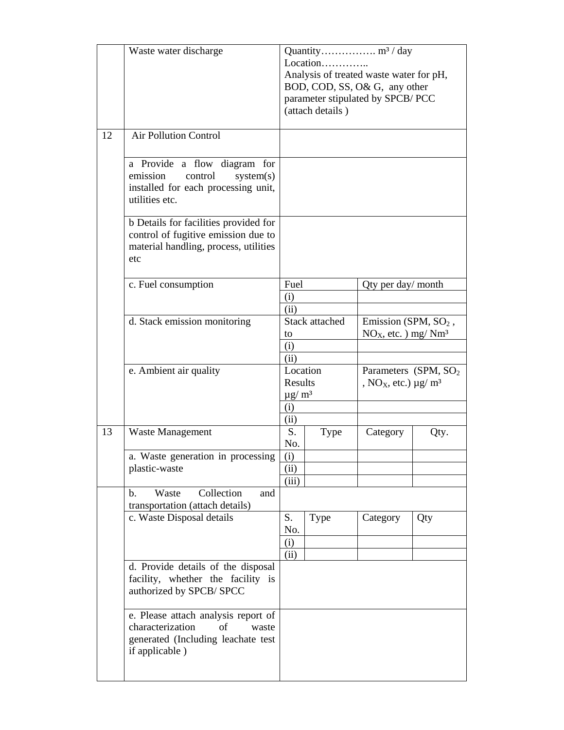| | | | | | |
|---|---|---|---|---|---|
| | Waste water discharge | Quantity……………. m³ / day<br>Location…………..<br>Analysis of treated waste water for pH, BOD, COD, SS, O& G, any other parameter stipulated by SPCB/ PCC (attach details ) | | | |
| 12 | Air Pollution Control | | | | |
| | a Provide a flow diagram for emission control system(s) installed for each processing unit, utilities etc. | | | | |
| | b Details for facilities provided for control of fugitive emission due to material handling, process, utilities etc | | | | |
| | c. Fuel consumption | Fuel | | Qty per day/ month | |
| | | (i) | | | |
| | | (ii) | | | |
| | d. Stack emission monitoring | Stack attached to | | Emission (SPM, $SO_2$ , $NO_X$, etc. ) mg/ Nm³ | |
| | | (i) | | | |
| | | (ii) | | | |
| | e. Ambient air quality | Location Results µg/ m³ | | Parameters (SPM, $SO_2$ , $NO_X$, etc.) µg/ m³ | |
| | | (i) | | | |
| | | (ii) | | | |
| 13 | Waste Management | S. No. | Type | Category | Qty. |
| | a. Waste generation in processing plastic-waste | (i) | | | |
| | | (ii) | | | |
| | | (iii) | | | |
| | b. Waste Collection and transportation (attach details) | | | | |
| | c. Waste Disposal details | S. No. | Type | Category | Qty |
| | | (i) | | | |
| | | (ii) | | | |
| | d. Provide details of the disposal facility, whether the facility is authorized by SPCB/ SPCC | | | | |
| | e. Please attach analysis report of characterization of waste generated (Including leachate test if applicable ) | | | | |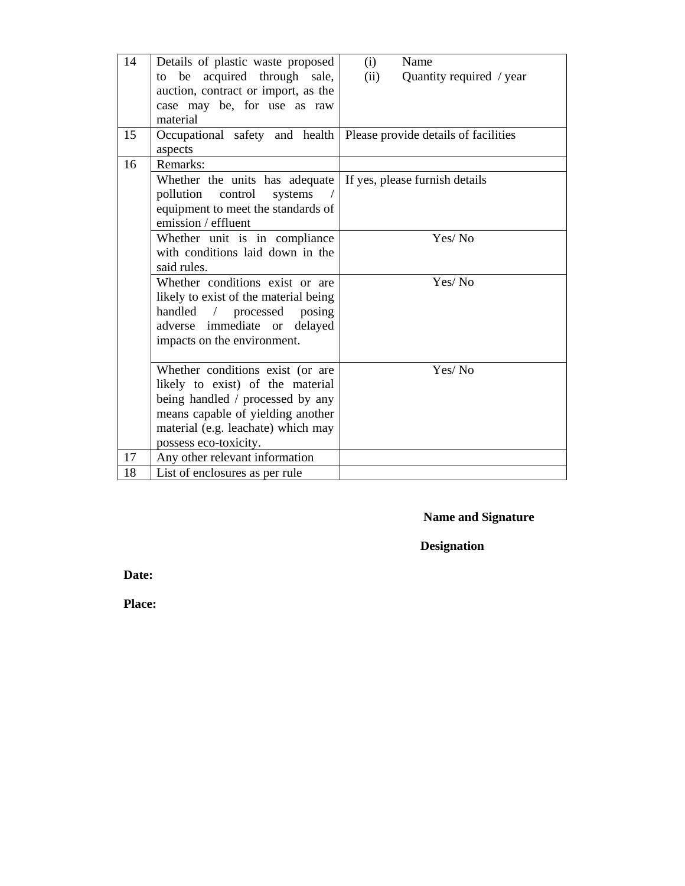| | | |
|---|---|---|
| 14 | Details of plastic waste proposed to be acquired through sale, auction, contract or import, as the case may be, for use as raw material | (i) Name<br>(ii) Quantity required / year |
| 15 | Occupational safety and health aspects | Please provide details of facilities |
| 16 | Remarks: | |
| | Whether the units has adequate pollution control systems / equipment to meet the standards of emission / effluent | If yes, please furnish details |
| | Whether unit is in compliance with conditions laid down in the said rules. | Yes/ No |
| | Whether conditions exist or are likely to exist of the material being handled / processed posing adverse immediate or delayed impacts on the environment. | Yes/ No |
| | Whether conditions exist (or are likely to exist) of the material being handled / processed by any means capable of yielding another material (e.g. leachate) which may possess eco-toxicity. | Yes/ No |
| 17 | Any other relevant information | |
| 18 | List of enclosures as per rule | |

**Name and Signature**

**Designation**

**Date:**

**Place:**